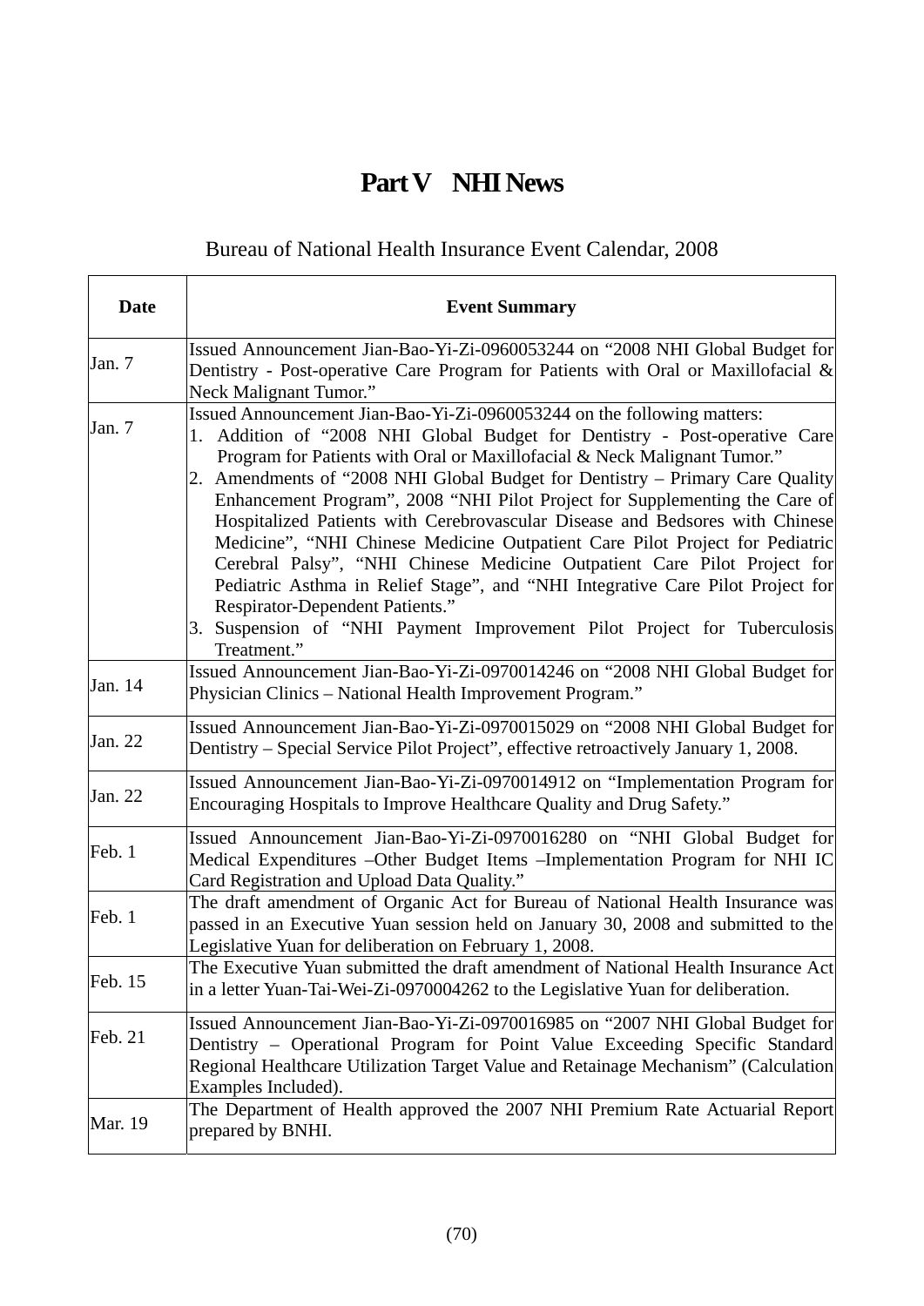# Part V　NHI News

## Bureau of National Health Insurance Event Calendar, 2008

| Date | Event Summary |
|---|---|
| Jan. 7 | Issued Announcement Jian-Bao-Yi-Zi-0960053244 on "2008 NHI Global Budget for Dentistry - Post-operative Care Program for Patients with Oral or Maxillofacial & Neck Malignant Tumor." |
| Jan. 7 | Issued Announcement Jian-Bao-Yi-Zi-0960053244 on the following matters:<br>1. Addition of "2008 NHI Global Budget for Dentistry - Post-operative Care Program for Patients with Oral or Maxillofacial & Neck Malignant Tumor."<br>2. Amendments of "2008 NHI Global Budget for Dentistry – Primary Care Quality Enhancement Program", 2008 "NHI Pilot Project for Supplementing the Care of Hospitalized Patients with Cerebrovascular Disease and Bedsores with Chinese Medicine", "NHI Chinese Medicine Outpatient Care Pilot Project for Pediatric Cerebral Palsy", "NHI Chinese Medicine Outpatient Care Pilot Project for Pediatric Asthma in Relief Stage", and "NHI Integrative Care Pilot Project for Respirator-Dependent Patients."<br>3. Suspension of "NHI Payment Improvement Pilot Project for Tuberculosis Treatment." |
| Jan. 14 | Issued Announcement Jian-Bao-Yi-Zi-0970014246 on "2008 NHI Global Budget for Physician Clinics – National Health Improvement Program." |
| Jan. 22 | Issued Announcement Jian-Bao-Yi-Zi-0970015029 on "2008 NHI Global Budget for Dentistry – Special Service Pilot Project", effective retroactively January 1, 2008. |
| Jan. 22 | Issued Announcement Jian-Bao-Yi-Zi-0970014912 on "Implementation Program for Encouraging Hospitals to Improve Healthcare Quality and Drug Safety." |
| Feb. 1 | Issued Announcement Jian-Bao-Yi-Zi-0970016280 on "NHI Global Budget for Medical Expenditures –Other Budget Items –Implementation Program for NHI IC Card Registration and Upload Data Quality." |
| Feb. 1 | The draft amendment of Organic Act for Bureau of National Health Insurance was passed in an Executive Yuan session held on January 30, 2008 and submitted to the Legislative Yuan for deliberation on February 1, 2008. |
| Feb. 15 | The Executive Yuan submitted the draft amendment of National Health Insurance Act in a letter Yuan-Tai-Wei-Zi-0970004262 to the Legislative Yuan for deliberation. |
| Feb. 21 | Issued Announcement Jian-Bao-Yi-Zi-0970016985 on "2007 NHI Global Budget for Dentistry – Operational Program for Point Value Exceeding Specific Standard Regional Healthcare Utilization Target Value and Retainage Mechanism" (Calculation Examples Included). |
| Mar. 19 | The Department of Health approved the 2007 NHI Premium Rate Actuarial Report prepared by BNHI. |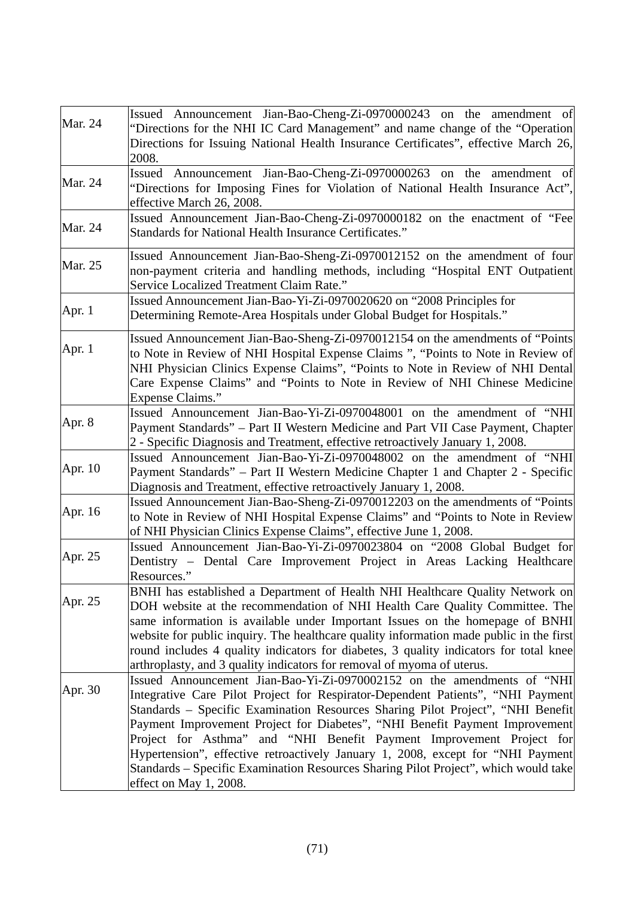| | |
|---|---|
| Mar. 24 | Issued Announcement Jian-Bao-Cheng-Zi-0970000243 on the amendment of "Directions for the NHI IC Card Management" and name change of the "Operation Directions for Issuing National Health Insurance Certificates", effective March 26, 2008. |
| Mar. 24 | Issued Announcement Jian-Bao-Cheng-Zi-0970000263 on the amendment of "Directions for Imposing Fines for Violation of National Health Insurance Act", effective March 26, 2008. |
| Mar. 24 | Issued Announcement Jian-Bao-Cheng-Zi-0970000182 on the enactment of "Fee Standards for National Health Insurance Certificates." |
| Mar. 25 | Issued Announcement Jian-Bao-Sheng-Zi-0970012152 on the amendment of four non-payment criteria and handling methods, including "Hospital ENT Outpatient Service Localized Treatment Claim Rate." |
| Apr. 1 | Issued Announcement Jian-Bao-Yi-Zi-0970020620 on "2008 Principles for Determining Remote-Area Hospitals under Global Budget for Hospitals." |
| Apr. 1 | Issued Announcement Jian-Bao-Sheng-Zi-0970012154 on the amendments of "Points to Note in Review of NHI Hospital Expense Claims ", "Points to Note in Review of NHI Physician Clinics Expense Claims", "Points to Note in Review of NHI Dental Care Expense Claims" and "Points to Note in Review of NHI Chinese Medicine Expense Claims." |
| Apr. 8 | Issued Announcement Jian-Bao-Yi-Zi-0970048001 on the amendment of "NHI Payment Standards" – Part II Western Medicine and Part VII Case Payment, Chapter 2 - Specific Diagnosis and Treatment, effective retroactively January 1, 2008. |
| Apr. 10 | Issued Announcement Jian-Bao-Yi-Zi-0970048002 on the amendment of "NHI Payment Standards" – Part II Western Medicine Chapter 1 and Chapter 2 - Specific Diagnosis and Treatment, effective retroactively January 1, 2008. |
| Apr. 16 | Issued Announcement Jian-Bao-Sheng-Zi-0970012203 on the amendments of "Points to Note in Review of NHI Hospital Expense Claims" and "Points to Note in Review of NHI Physician Clinics Expense Claims", effective June 1, 2008. |
| Apr. 25 | Issued Announcement Jian-Bao-Yi-Zi-0970023804 on "2008 Global Budget for Dentistry – Dental Care Improvement Project in Areas Lacking Healthcare Resources." |
| Apr. 25 | BNHI has established a Department of Health NHI Healthcare Quality Network on DOH website at the recommendation of NHI Health Care Quality Committee. The same information is available under Important Issues on the homepage of BNHI website for public inquiry. The healthcare quality information made public in the first round includes 4 quality indicators for diabetes, 3 quality indicators for total knee arthroplasty, and 3 quality indicators for removal of myoma of uterus. |
| Apr. 30 | Issued Announcement Jian-Bao-Yi-Zi-0970002152 on the amendments of "NHI Integrative Care Pilot Project for Respirator-Dependent Patients", "NHI Payment Standards – Specific Examination Resources Sharing Pilot Project", "NHI Benefit Payment Improvement Project for Diabetes", "NHI Benefit Payment Improvement Project for Asthma" and "NHI Benefit Payment Improvement Project for Hypertension", effective retroactively January 1, 2008, except for "NHI Payment Standards – Specific Examination Resources Sharing Pilot Project", which would take effect on May 1, 2008. |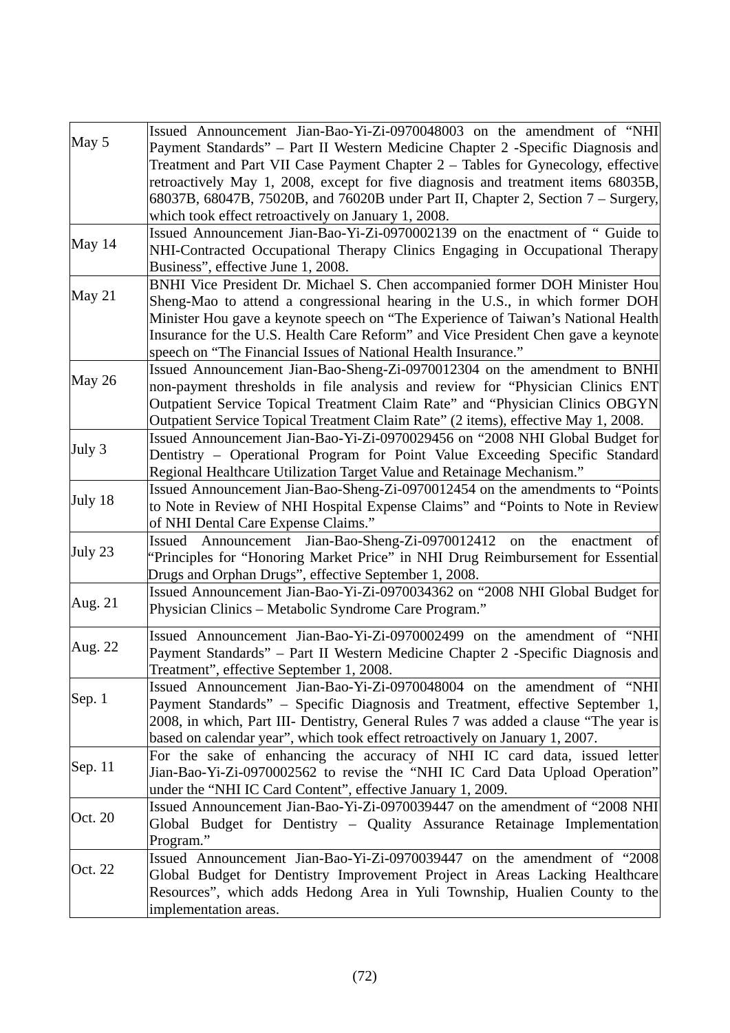| | |
|---|---|
| May 5 | Issued Announcement Jian-Bao-Yi-Zi-0970048003 on the amendment of "NHI Payment Standards" – Part II Western Medicine Chapter 2 -Specific Diagnosis and Treatment and Part VII Case Payment Chapter 2 – Tables for Gynecology, effective retroactively May 1, 2008, except for five diagnosis and treatment items 68035B, 68037B, 68047B, 75020B, and 76020B under Part II, Chapter 2, Section 7 – Surgery, which took effect retroactively on January 1, 2008. |
| May 14 | Issued Announcement Jian-Bao-Yi-Zi-0970002139 on the enactment of " Guide to NHI-Contracted Occupational Therapy Clinics Engaging in Occupational Therapy Business", effective June 1, 2008. |
| May 21 | BNHI Vice President Dr. Michael S. Chen accompanied former DOH Minister Hou Sheng-Mao to attend a congressional hearing in the U.S., in which former DOH Minister Hou gave a keynote speech on "The Experience of Taiwan's National Health Insurance for the U.S. Health Care Reform" and Vice President Chen gave a keynote speech on "The Financial Issues of National Health Insurance." |
| May 26 | Issued Announcement Jian-Bao-Sheng-Zi-0970012304 on the amendment to BNHI non-payment thresholds in file analysis and review for "Physician Clinics ENT Outpatient Service Topical Treatment Claim Rate" and "Physician Clinics OBGYN Outpatient Service Topical Treatment Claim Rate" (2 items), effective May 1, 2008. |
| July 3 | Issued Announcement Jian-Bao-Yi-Zi-0970029456 on "2008 NHI Global Budget for Dentistry – Operational Program for Point Value Exceeding Specific Standard Regional Healthcare Utilization Target Value and Retainage Mechanism." |
| July 18 | Issued Announcement Jian-Bao-Sheng-Zi-0970012454 on the amendments to "Points to Note in Review of NHI Hospital Expense Claims" and "Points to Note in Review of NHI Dental Care Expense Claims." |
| July 23 | Issued Announcement Jian-Bao-Sheng-Zi-0970012412 on the enactment of "Principles for "Honoring Market Price" in NHI Drug Reimbursement for Essential Drugs and Orphan Drugs", effective September 1, 2008. |
| Aug. 21 | Issued Announcement Jian-Bao-Yi-Zi-0970034362 on "2008 NHI Global Budget for Physician Clinics – Metabolic Syndrome Care Program." |
| Aug. 22 | Issued Announcement Jian-Bao-Yi-Zi-0970002499 on the amendment of "NHI Payment Standards" – Part II Western Medicine Chapter 2 -Specific Diagnosis and Treatment", effective September 1, 2008. |
| Sep. 1 | Issued Announcement Jian-Bao-Yi-Zi-0970048004 on the amendment of "NHI Payment Standards" – Specific Diagnosis and Treatment, effective September 1, 2008, in which, Part III- Dentistry, General Rules 7 was added a clause "The year is based on calendar year", which took effect retroactively on January 1, 2007. |
| Sep. 11 | For the sake of enhancing the accuracy of NHI IC card data, issued letter Jian-Bao-Yi-Zi-0970002562 to revise the "NHI IC Card Data Upload Operation" under the "NHI IC Card Content", effective January 1, 2009. |
| Oct. 20 | Issued Announcement Jian-Bao-Yi-Zi-0970039447 on the amendment of "2008 NHI Global Budget for Dentistry – Quality Assurance Retainage Implementation Program." |
| Oct. 22 | Issued Announcement Jian-Bao-Yi-Zi-0970039447 on the amendment of "2008 Global Budget for Dentistry Improvement Project in Areas Lacking Healthcare Resources", which adds Hedong Area in Yuli Township, Hualien County to the implementation areas. |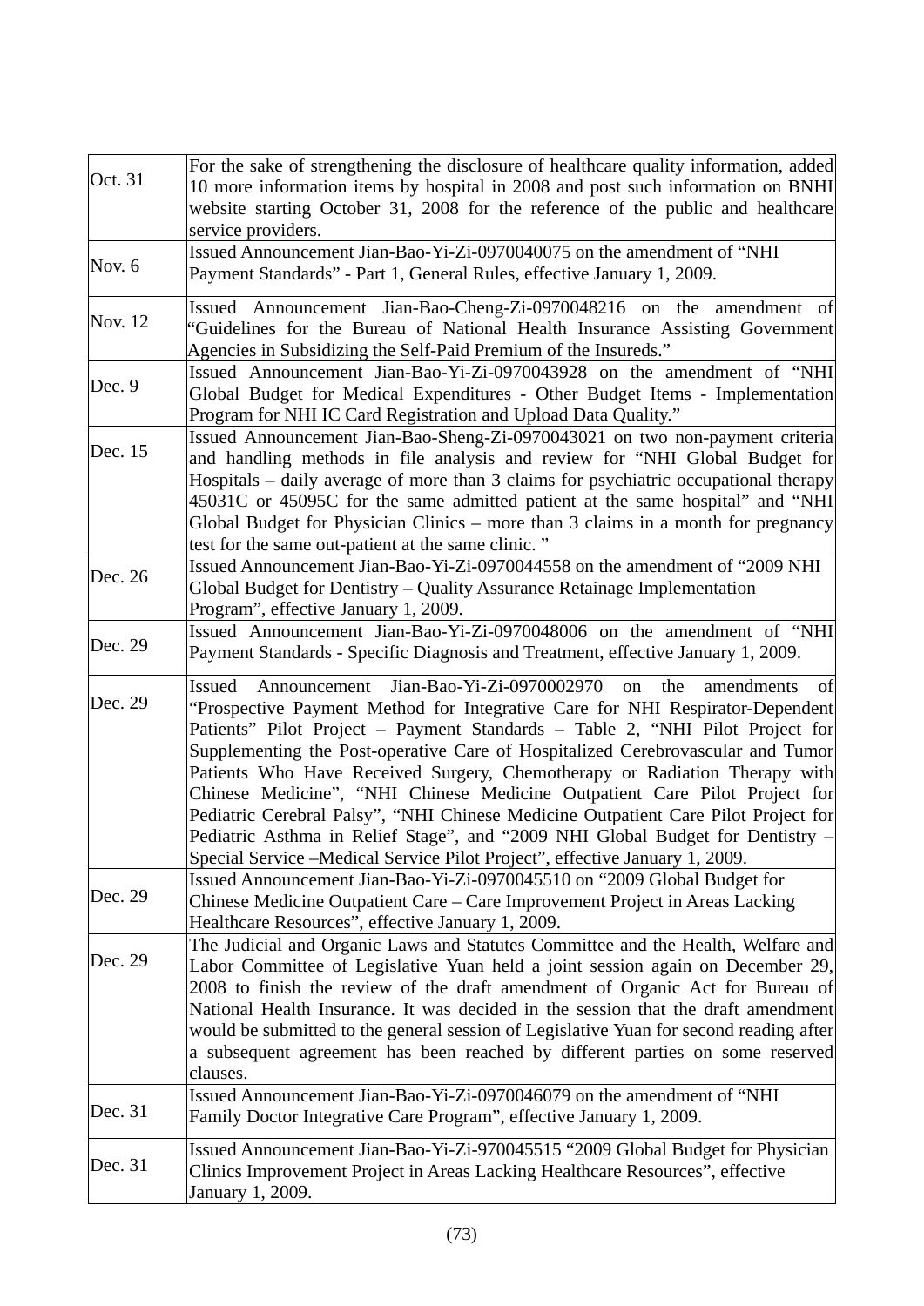| | |
|---|---|
| Oct. 31 | For the sake of strengthening the disclosure of healthcare quality information, added 10 more information items by hospital in 2008 and post such information on BNHI website starting October 31, 2008 for the reference of the public and healthcare service providers. |
| Nov. 6 | Issued Announcement Jian-Bao-Yi-Zi-0970040075 on the amendment of "NHI Payment Standards" - Part 1, General Rules, effective January 1, 2009. |
| Nov. 12 | Issued Announcement Jian-Bao-Cheng-Zi-0970048216 on the amendment of "Guidelines for the Bureau of National Health Insurance Assisting Government Agencies in Subsidizing the Self-Paid Premium of the Insureds." |
| Dec. 9 | Issued Announcement Jian-Bao-Yi-Zi-0970043928 on the amendment of "NHI Global Budget for Medical Expenditures - Other Budget Items - Implementation Program for NHI IC Card Registration and Upload Data Quality." |
| Dec. 15 | Issued Announcement Jian-Bao-Sheng-Zi-0970043021 on two non-payment criteria and handling methods in file analysis and review for "NHI Global Budget for Hospitals – daily average of more than 3 claims for psychiatric occupational therapy 45031C or 45095C for the same admitted patient at the same hospital" and "NHI Global Budget for Physician Clinics – more than 3 claims in a month for pregnancy test for the same out-patient at the same clinic. " |
| Dec. 26 | Issued Announcement Jian-Bao-Yi-Zi-0970044558 on the amendment of "2009 NHI Global Budget for Dentistry – Quality Assurance Retainage Implementation Program", effective January 1, 2009. |
| Dec. 29 | Issued Announcement Jian-Bao-Yi-Zi-0970048006 on the amendment of "NHI Payment Standards - Specific Diagnosis and Treatment, effective January 1, 2009. |
| Dec. 29 | Issued Announcement Jian-Bao-Yi-Zi-0970002970 on the amendments of "Prospective Payment Method for Integrative Care for NHI Respirator-Dependent Patients" Pilot Project – Payment Standards – Table 2, "NHI Pilot Project for Supplementing the Post-operative Care of Hospitalized Cerebrovascular and Tumor Patients Who Have Received Surgery, Chemotherapy or Radiation Therapy with Chinese Medicine", "NHI Chinese Medicine Outpatient Care Pilot Project for Pediatric Cerebral Palsy", "NHI Chinese Medicine Outpatient Care Pilot Project for Pediatric Asthma in Relief Stage", and "2009 NHI Global Budget for Dentistry – Special Service –Medical Service Pilot Project", effective January 1, 2009. |
| Dec. 29 | Issued Announcement Jian-Bao-Yi-Zi-0970045510 on "2009 Global Budget for Chinese Medicine Outpatient Care – Care Improvement Project in Areas Lacking Healthcare Resources", effective January 1, 2009. |
| Dec. 29 | The Judicial and Organic Laws and Statutes Committee and the Health, Welfare and Labor Committee of Legislative Yuan held a joint session again on December 29, 2008 to finish the review of the draft amendment of Organic Act for Bureau of National Health Insurance. It was decided in the session that the draft amendment would be submitted to the general session of Legislative Yuan for second reading after a subsequent agreement has been reached by different parties on some reserved clauses. |
| Dec. 31 | Issued Announcement Jian-Bao-Yi-Zi-0970046079 on the amendment of "NHI Family Doctor Integrative Care Program", effective January 1, 2009. |
| Dec. 31 | Issued Announcement Jian-Bao-Yi-Zi-970045515 "2009 Global Budget for Physician Clinics Improvement Project in Areas Lacking Healthcare Resources", effective January 1, 2009. |